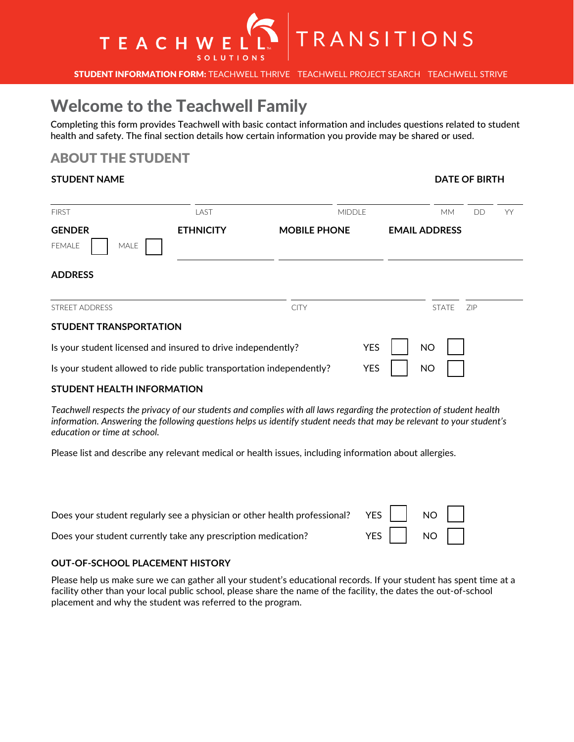# TEACHWELL SOLUTIONS | TRANSITIONS

**STUDENT INFORMATION FORM:** TEACHWELL THRIVE  TEACHWELL PROJECT SEARCH  TEACHWELL STRIVE

## Welcome to the Teachwell Family

Completing this form provides Teachwell with basic contact information and includes questions related to student health and safety. The final section details how certain information you provide may be shared or used.

## ABOUT THE STUDENT

**STUDENT NAME**

FIRST ____________ LAST ____________ MIDDLE ____________

**DATE OF BIRTH**

MM ____ DD ____ YY ____

**GENDER**

FEMALE ☐ MALE ☐

**ETHNICITY** ____________

**MOBILE PHONE** ____________

**EMAIL ADDRESS** ____________

**ADDRESS**

STREET ADDRESS ____________ CITY ____________ STATE ____ ZIP ____

### STUDENT TRANSPORTATION

Is your student licensed and insured to drive independently? YES ☐ NO ☐

Is your student allowed to ride public transportation independently? YES ☐ NO ☐

### STUDENT HEALTH INFORMATION

*Teachwell respects the privacy of our students and complies with all laws regarding the protection of student health information. Answering the following questions helps us identify student needs that may be relevant to your student's education or time at school.*

Please list and describe any relevant medical or health issues, including information about allergies.

Does your student regularly see a physician or other health professional? YES ☐ NO ☐

Does your student currently take any prescription medication? YES ☐ NO ☐

### OUT-OF-SCHOOL PLACEMENT HISTORY

Please help us make sure we can gather all your student's educational records. If your student has spent time at a facility other than your local public school, please share the name of the facility, the dates the out-of-school placement and why the student was referred to the program.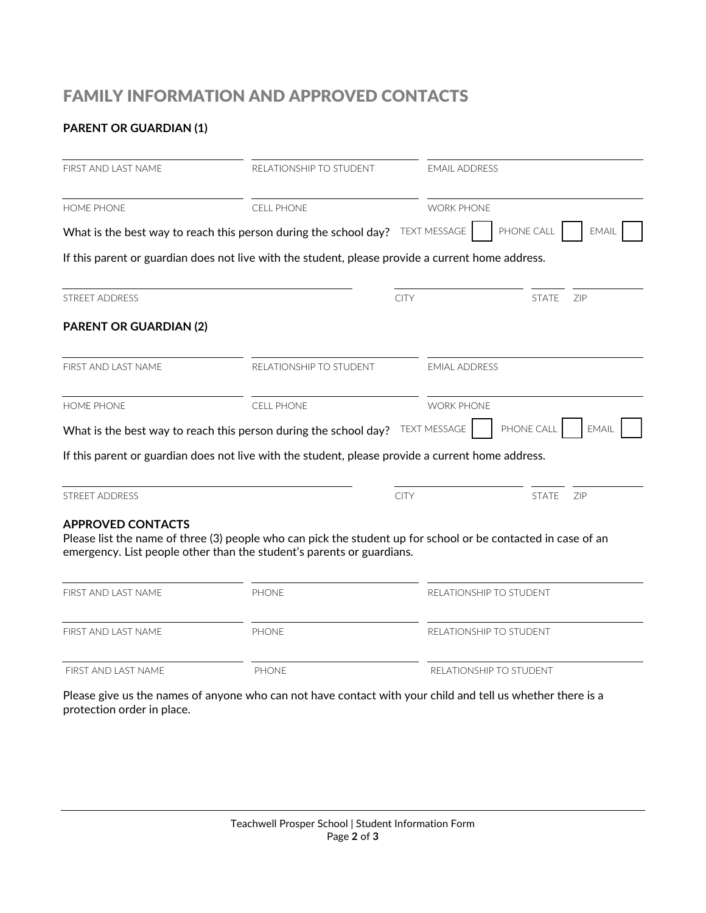# FAMILY INFORMATION AND APPROVED CONTACTS

**PARENT OR GUARDIAN (1)**

| FIRST AND LAST NAME | RELATIONSHIP TO STUDENT | EMAIL ADDRESS |
| --- | --- | --- |
| HOME PHONE | CELL PHONE | WORK PHONE |

What is the best way to reach this person during the school day? TEXT MESSAGE ☐ PHONE CALL ☐ EMAIL ☐

If this parent or guardian does not live with the student, please provide a current home address.

| STREET ADDRESS | CITY | STATE | ZIP |
| --- | --- | --- | --- |

**PARENT OR GUARDIAN (2)**

| FIRST AND LAST NAME | RELATIONSHIP TO STUDENT | EMIAL ADDRESS |
| --- | --- | --- |
| HOME PHONE | CELL PHONE | WORK PHONE |

What is the best way to reach this person during the school day? TEXT MESSAGE ☐ PHONE CALL ☐ EMAIL ☐

If this parent or guardian does not live with the student, please provide a current home address.

| STREET ADDRESS | CITY | STATE | ZIP |
| --- | --- | --- | --- |

**APPROVED CONTACTS**

Please list the name of three (3) people who can pick the student up for school or be contacted in case of an emergency. List people other than the student's parents or guardians.

| FIRST AND LAST NAME | PHONE | RELATIONSHIP TO STUDENT |
| --- | --- | --- |
| FIRST AND LAST NAME | PHONE | RELATIONSHIP TO STUDENT |
| FIRST AND LAST NAME | PHONE | RELATIONSHIP TO STUDENT |

Please give us the names of anyone who can not have contact with your child and tell us whether there is a protection order in place.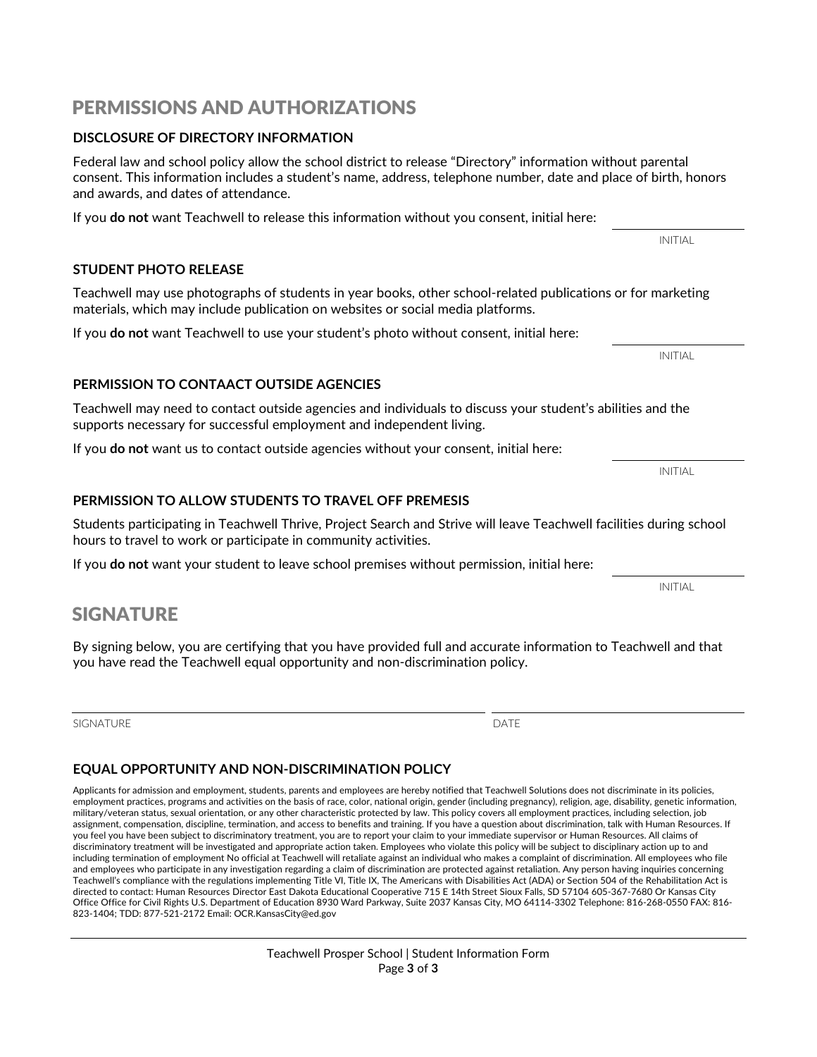## PERMISSIONS AND AUTHORIZATIONS

### DISCLOSURE OF DIRECTORY INFORMATION

Federal law and school policy allow the school district to release "Directory" information without parental consent. This information includes a student's name, address, telephone number, date and place of birth, honors and awards, and dates of attendance.

If you **do not** want Teachwell to release this information without you consent, initial here: ____________

INITIAL

### STUDENT PHOTO RELEASE

Teachwell may use photographs of students in year books, other school-related publications or for marketing materials, which may include publication on websites or social media platforms.

If you **do not** want Teachwell to use your student's photo without consent, initial here: ____________

INITIAL

### PERMISSION TO CONTAACT OUTSIDE AGENCIES

Teachwell may need to contact outside agencies and individuals to discuss your student's abilities and the supports necessary for successful employment and independent living.

If you **do not** want us to contact outside agencies without your consent, initial here: ____________

INITIAL

### PERMISSION TO ALLOW STUDENTS TO TRAVEL OFF PREMESIS

Students participating in Teachwell Thrive, Project Search and Strive will leave Teachwell facilities during school hours to travel to work or participate in community activities.

If you **do not** want your student to leave school premises without permission, initial here: ____________

INITIAL

## SIGNATURE

By signing below, you are certifying that you have provided full and accurate information to Teachwell and that you have read the Teachwell equal opportunity and non-discrimination policy.

______________________________ ______________________________

SIGNATURE DATE

### EQUAL OPPORTUNITY AND NON-DISCRIMINATION POLICY

Applicants for admission and employment, students, parents and employees are hereby notified that Teachwell Solutions does not discriminate in its policies, employment practices, programs and activities on the basis of race, color, national origin, gender (including pregnancy), religion, age, disability, genetic information, military/veteran status, sexual orientation, or any other characteristic protected by law. This policy covers all employment practices, including selection, job assignment, compensation, discipline, termination, and access to benefits and training. If you have a question about discrimination, talk with Human Resources. If you feel you have been subject to discriminatory treatment, you are to report your claim to your immediate supervisor or Human Resources. All claims of discriminatory treatment will be investigated and appropriate action taken. Employees who violate this policy will be subject to disciplinary action up to and including termination of employment No official at Teachwell will retaliate against an individual who makes a complaint of discrimination. All employees who file and employees who participate in any investigation regarding a claim of discrimination are protected against retaliation. Any person having inquiries concerning Teachwell's compliance with the regulations implementing Title VI, Title IX, The Americans with Disabilities Act (ADA) or Section 504 of the Rehabilitation Act is directed to contact: Human Resources Director East Dakota Educational Cooperative 715 E 14th Street Sioux Falls, SD 57104 605-367-7680 Or Kansas City Office Office for Civil Rights U.S. Department of Education 8930 Ward Parkway, Suite 2037 Kansas City, MO 64114-3302 Telephone: 816-268-0550 FAX: 816-823-1404; TDD: 877-521-2172 Email: OCR.KansasCity@ed.gov